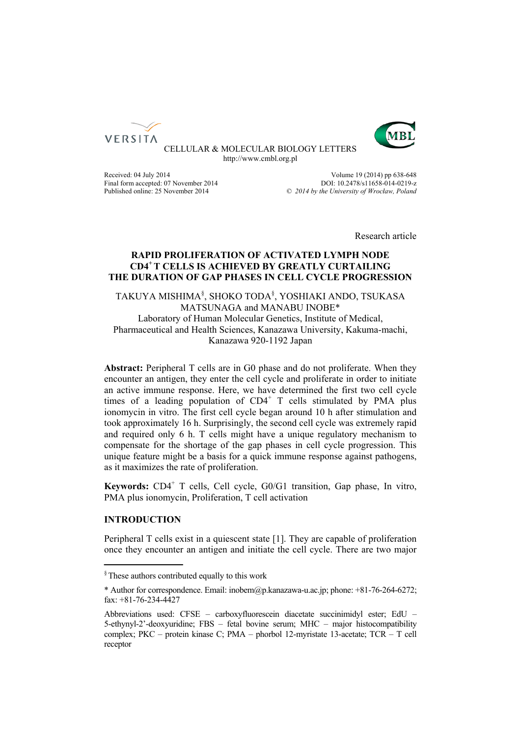VERSITA

CELLULAR & MOLECULAR BIOLOGY LETTERS
http://www.cmbl.org.pl

Received: 04 July 2014
Final form accepted: 07 November 2014
Published online: 25 November 2014

Volume 19 (2014) pp 638-648
DOI: 10.2478/s11658-014-0219-z
© *2014 by the University of Wrocław, Poland*

Research article

# RAPID PROLIFERATION OF ACTIVATED LYMPH NODE CD4$^+$ T CELLS IS ACHIEVED BY GREATLY CURTAILING THE DURATION OF GAP PHASES IN CELL CYCLE PROGRESSION

TAKUYA MISHIMA[§], SHOKO TODA[§], YOSHIAKI ANDO, TSUKASA MATSUNAGA and MANABU INOBE*

Laboratory of Human Molecular Genetics, Institute of Medical, Pharmaceutical and Health Sciences, Kanazawa University, Kakuma-machi, Kanazawa 920-1192 Japan

**Abstract:** Peripheral T cells are in G0 phase and do not proliferate. When they encounter an antigen, they enter the cell cycle and proliferate in order to initiate an active immune response. Here, we have determined the first two cell cycle times of a leading population of CD4$^+$ T cells stimulated by PMA plus ionomycin in vitro. The first cell cycle began around 10 h after stimulation and took approximately 16 h. Surprisingly, the second cell cycle was extremely rapid and required only 6 h. T cells might have a unique regulatory mechanism to compensate for the shortage of the gap phases in cell cycle progression. This unique feature might be a basis for a quick immune response against pathogens, as it maximizes the rate of proliferation.

**Keywords:** CD4$^+$ T cells, Cell cycle, G0/G1 transition, Gap phase, In vitro, PMA plus ionomycin, Proliferation, T cell activation

## INTRODUCTION

Peripheral T cells exist in a quiescent state [1]. They are capable of proliferation once they encounter an antigen and initiate the cell cycle. There are two major

---

[§] These authors contributed equally to this work

\* Author for correspondence. Email: inobem@p.kanazawa-u.ac.jp; phone: +81-76-264-6272; fax: +81-76-234-4427

Abbreviations used: CFSE – carboxyfluorescein diacetate succinimidyl ester; EdU – 5-ethynyl-2'-deoxyuridine; FBS – fetal bovine serum; MHC – major histocompatibility complex; PKC – protein kinase C; PMA – phorbol 12-myristate 13-acetate; TCR – T cell receptor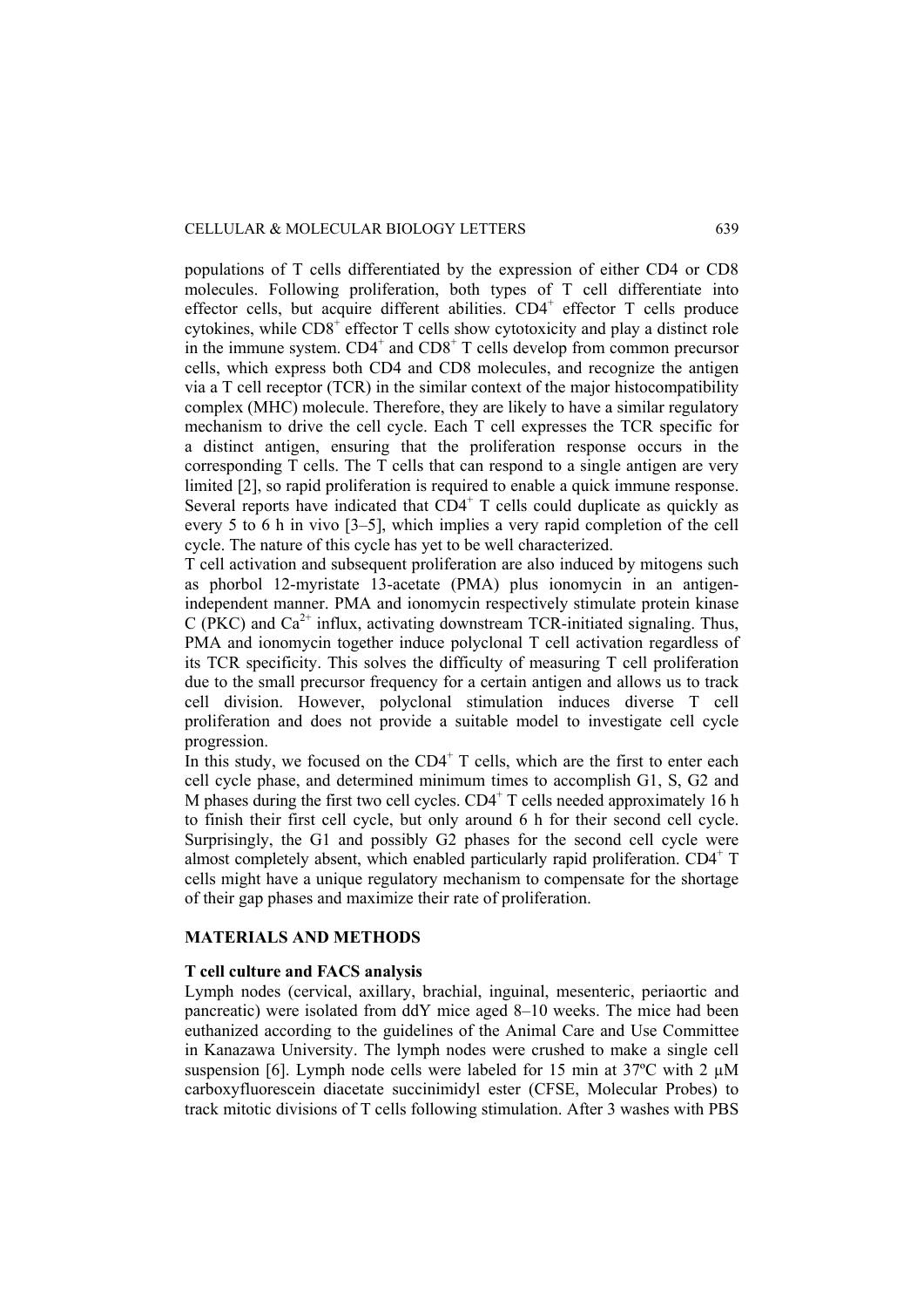populations of T cells differentiated by the expression of either CD4 or CD8 molecules. Following proliferation, both types of T cell differentiate into effector cells, but acquire different abilities. $CD4^+$ effector T cells produce cytokines, while $CD8^+$ effector T cells show cytotoxicity and play a distinct role in the immune system. $CD4^+$ and $CD8^+$ T cells develop from common precursor cells, which express both CD4 and CD8 molecules, and recognize the antigen via a T cell receptor (TCR) in the similar context of the major histocompatibility complex (MHC) molecule. Therefore, they are likely to have a similar regulatory mechanism to drive the cell cycle. Each T cell expresses the TCR specific for a distinct antigen, ensuring that the proliferation response occurs in the corresponding T cells. The T cells that can respond to a single antigen are very limited [2], so rapid proliferation is required to enable a quick immune response. Several reports have indicated that $CD4^+$ T cells could duplicate as quickly as every 5 to 6 h in vivo [3–5], which implies a very rapid completion of the cell cycle. The nature of this cycle has yet to be well characterized.

T cell activation and subsequent proliferation are also induced by mitogens such as phorbol 12-myristate 13-acetate (PMA) plus ionomycin in an antigen-independent manner. PMA and ionomycin respectively stimulate protein kinase C (PKC) and $Ca^{2+}$ influx, activating downstream TCR-initiated signaling. Thus, PMA and ionomycin together induce polyclonal T cell activation regardless of its TCR specificity. This solves the difficulty of measuring T cell proliferation due to the small precursor frequency for a certain antigen and allows us to track cell division. However, polyclonal stimulation induces diverse T cell proliferation and does not provide a suitable model to investigate cell cycle progression.

In this study, we focused on the $CD4^+$ T cells, which are the first to enter each cell cycle phase, and determined minimum times to accomplish G1, S, G2 and M phases during the first two cell cycles. $CD4^+$ T cells needed approximately 16 h to finish their first cell cycle, but only around 6 h for their second cell cycle. Surprisingly, the G1 and possibly G2 phases for the second cell cycle were almost completely absent, which enabled particularly rapid proliferation. $CD4^+$ T cells might have a unique regulatory mechanism to compensate for the shortage of their gap phases and maximize their rate of proliferation.

## MATERIALS AND METHODS

### T cell culture and FACS analysis

Lymph nodes (cervical, axillary, brachial, inguinal, mesenteric, periaortic and pancreatic) were isolated from ddY mice aged 8–10 weeks. The mice had been euthanized according to the guidelines of the Animal Care and Use Committee in Kanazawa University. The lymph nodes were crushed to make a single cell suspension [6]. Lymph node cells were labeled for 15 min at 37ºC with 2 μM carboxyfluorescein diacetate succinimidyl ester (CFSE, Molecular Probes) to track mitotic divisions of T cells following stimulation. After 3 washes with PBS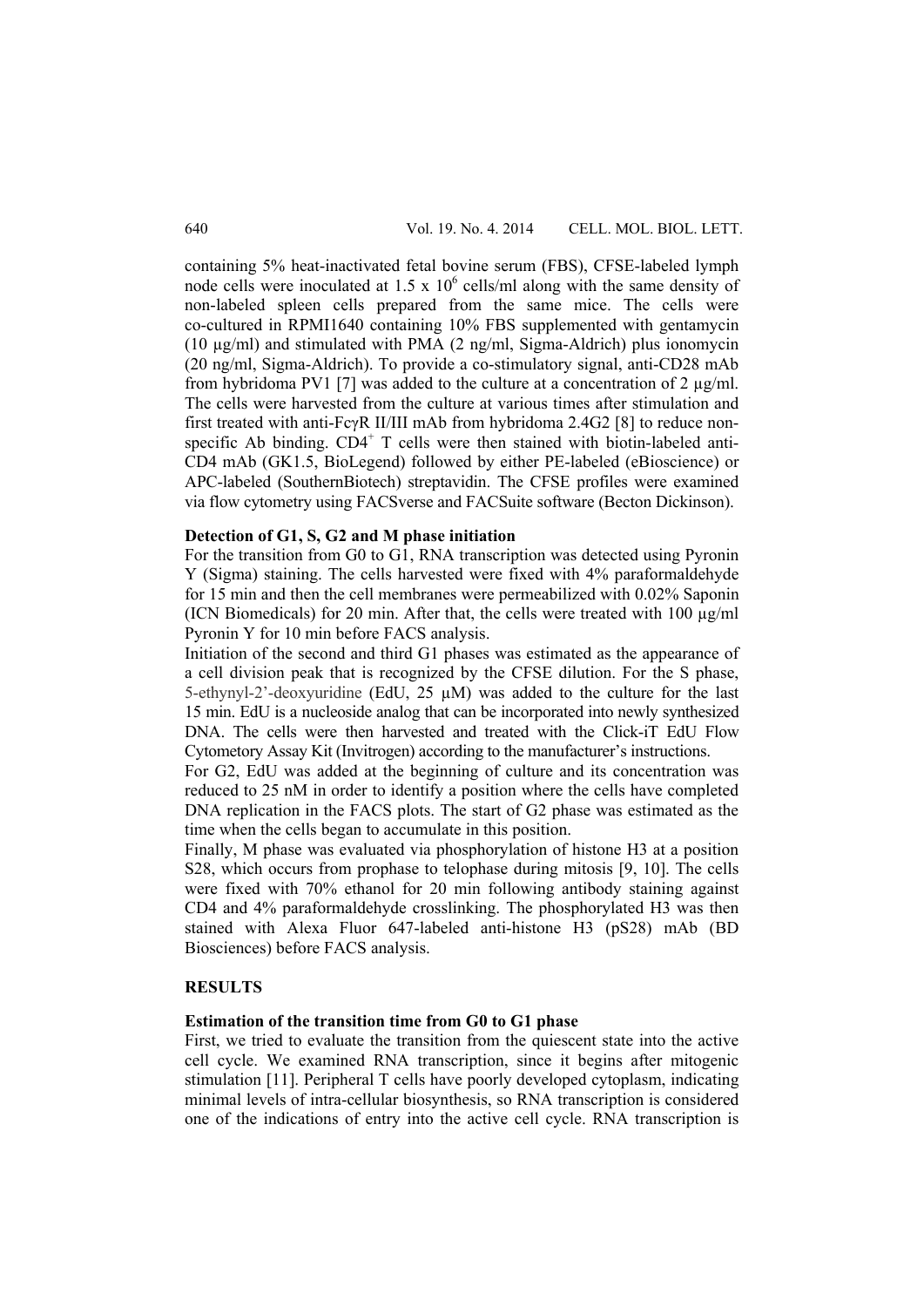containing 5% heat-inactivated fetal bovine serum (FBS), CFSE-labeled lymph node cells were inoculated at 1.5 x $10^6$ cells/ml along with the same density of non-labeled spleen cells prepared from the same mice. The cells were co-cultured in RPMI1640 containing 10% FBS supplemented with gentamycin (10 µg/ml) and stimulated with PMA (2 ng/ml, Sigma-Aldrich) plus ionomycin (20 ng/ml, Sigma-Aldrich). To provide a co-stimulatory signal, anti-CD28 mAb from hybridoma PV1 [7] was added to the culture at a concentration of 2 µg/ml. The cells were harvested from the culture at various times after stimulation and first treated with anti-FcγR II/III mAb from hybridoma 2.4G2 [8] to reduce non-specific Ab binding. $CD4^+$ T cells were then stained with biotin-labeled anti-CD4 mAb (GK1.5, BioLegend) followed by either PE-labeled (eBioscience) or APC-labeled (SouthernBiotech) streptavidin. The CFSE profiles were examined via flow cytometry using FACSverse and FACSuite software (Becton Dickinson).

**Detection of G1, S, G2 and M phase initiation**

For the transition from G0 to G1, RNA transcription was detected using Pyronin Y (Sigma) staining. The cells harvested were fixed with 4% paraformaldehyde for 15 min and then the cell membranes were permeabilized with 0.02% Saponin (ICN Biomedicals) for 20 min. After that, the cells were treated with 100 µg/ml Pyronin Y for 10 min before FACS analysis.

Initiation of the second and third G1 phases was estimated as the appearance of a cell division peak that is recognized by the CFSE dilution. For the S phase, 5-ethynyl-2'-deoxyuridine (EdU, 25 µM) was added to the culture for the last 15 min. EdU is a nucleoside analog that can be incorporated into newly synthesized DNA. The cells were then harvested and treated with the Click-iT EdU Flow Cytometory Assay Kit (Invitrogen) according to the manufacturer's instructions.

For G2, EdU was added at the beginning of culture and its concentration was reduced to 25 nM in order to identify a position where the cells have completed DNA replication in the FACS plots. The start of G2 phase was estimated as the time when the cells began to accumulate in this position.

Finally, M phase was evaluated via phosphorylation of histone H3 at a position S28, which occurs from prophase to telophase during mitosis [9, 10]. The cells were fixed with 70% ethanol for 20 min following antibody staining against CD4 and 4% paraformaldehyde crosslinking. The phosphorylated H3 was then stained with Alexa Fluor 647-labeled anti-histone H3 (pS28) mAb (BD Biosciences) before FACS analysis.

## RESULTS

**Estimation of the transition time from G0 to G1 phase**

First, we tried to evaluate the transition from the quiescent state into the active cell cycle. We examined RNA transcription, since it begins after mitogenic stimulation [11]. Peripheral T cells have poorly developed cytoplasm, indicating minimal levels of intra-cellular biosynthesis, so RNA transcription is considered one of the indications of entry into the active cell cycle. RNA transcription is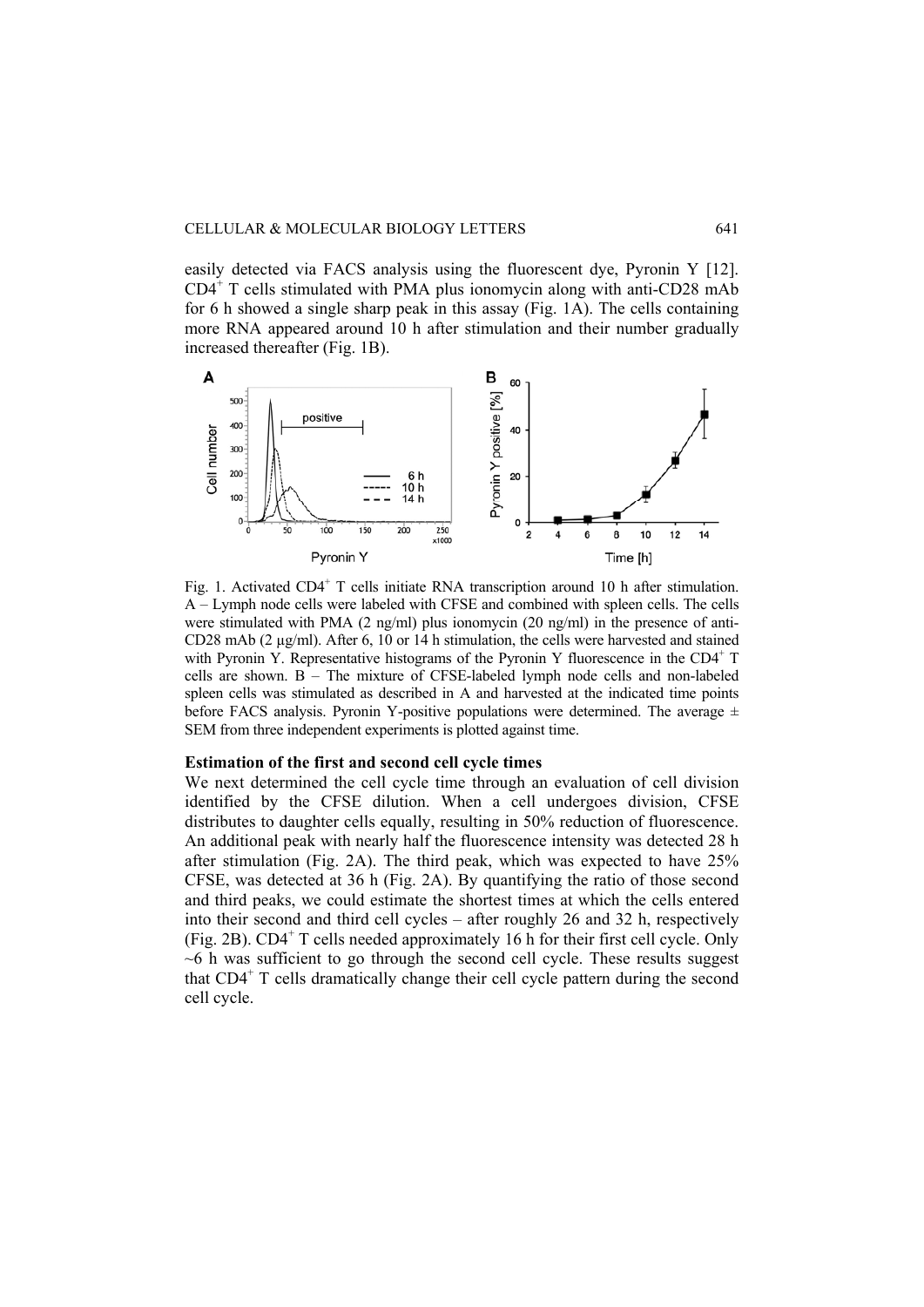easily detected via FACS analysis using the fluorescent dye, Pyronin Y [12]. $CD4^+$ T cells stimulated with PMA plus ionomycin along with anti-CD28 mAb for 6 h showed a single sharp peak in this assay (Fig. 1A). The cells containing more RNA appeared around 10 h after stimulation and their number gradually increased thereafter (Fig. 1B).

Fig. 1. Activated $CD4^+$ T cells initiate RNA transcription around 10 h after stimulation. A – Lymph node cells were labeled with CFSE and combined with spleen cells. The cells were stimulated with PMA (2 ng/ml) plus ionomycin (20 ng/ml) in the presence of anti-CD28 mAb (2 μg/ml). After 6, 10 or 14 h stimulation, the cells were harvested and stained with Pyronin Y. Representative histograms of the Pyronin Y fluorescence in the $CD4^+$ T cells are shown. B – The mixture of CFSE-labeled lymph node cells and non-labeled spleen cells was stimulated as described in A and harvested at the indicated time points before FACS analysis. Pyronin Y-positive populations were determined. The average ± SEM from three independent experiments is plotted against time.

**Estimation of the first and second cell cycle times**

We next determined the cell cycle time through an evaluation of cell division identified by the CFSE dilution. When a cell undergoes division, CFSE distributes to daughter cells equally, resulting in 50% reduction of fluorescence. An additional peak with nearly half the fluorescence intensity was detected 28 h after stimulation (Fig. 2A). The third peak, which was expected to have 25% CFSE, was detected at 36 h (Fig. 2A). By quantifying the ratio of those second and third peaks, we could estimate the shortest times at which the cells entered into their second and third cell cycles – after roughly 26 and 32 h, respectively (Fig. 2B). $CD4^+$ T cells needed approximately 16 h for their first cell cycle. Only ~6 h was sufficient to go through the second cell cycle. These results suggest that $CD4^+$ T cells dramatically change their cell cycle pattern during the second cell cycle.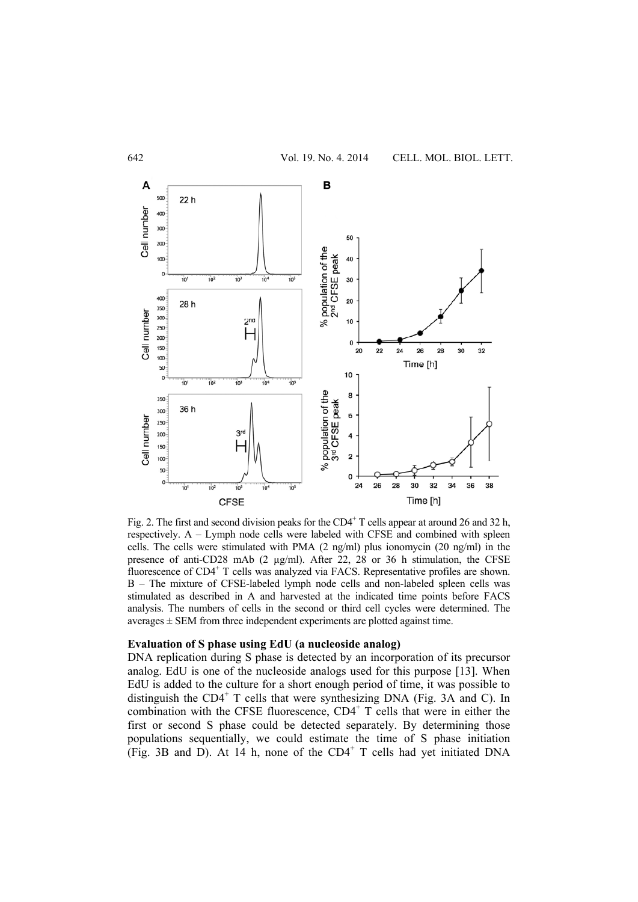Fig. 2. The first and second division peaks for the CD4$^+$ T cells appear at around 26 and 32 h, respectively. A – Lymph node cells were labeled with CFSE and combined with spleen cells. The cells were stimulated with PMA (2 ng/ml) plus ionomycin (20 ng/ml) in the presence of anti-CD28 mAb (2 µg/ml). After 22, 28 or 36 h stimulation, the CFSE fluorescence of CD4$^+$ T cells was analyzed via FACS. Representative profiles are shown. B – The mixture of CFSE-labeled lymph node cells and non-labeled spleen cells was stimulated as described in A and harvested at the indicated time points before FACS analysis. The numbers of cells in the second or third cell cycles were determined. The averages ± SEM from three independent experiments are plotted against time.

### Evaluation of S phase using EdU (a nucleoside analog)

DNA replication during S phase is detected by an incorporation of its precursor analog. EdU is one of the nucleoside analogs used for this purpose [13]. When EdU is added to the culture for a short enough period of time, it was possible to distinguish the CD4$^+$ T cells that were synthesizing DNA (Fig. 3A and C). In combination with the CFSE fluorescence, CD4$^+$ T cells that were in either the first or second S phase could be detected separately. By determining those populations sequentially, we could estimate the time of S phase initiation (Fig. 3B and D). At 14 h, none of the CD4$^+$ T cells had yet initiated DNA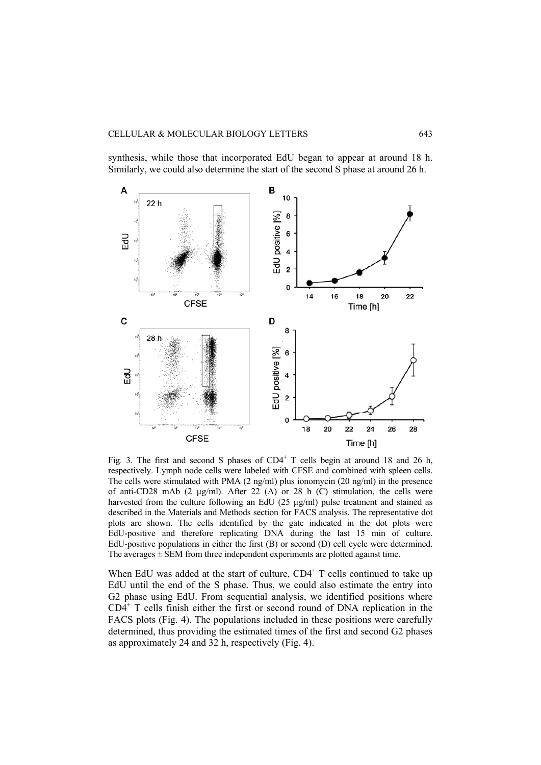synthesis, while those that incorporated EdU began to appear at around 18 h. Similarly, we could also determine the start of the second S phase at around 26 h.

Fig. 3. The first and second S phases of $CD4^+$ T cells begin at around 18 and 26 h, respectively. Lymph node cells were labeled with CFSE and combined with spleen cells. The cells were stimulated with PMA (2 ng/ml) plus ionomycin (20 ng/ml) in the presence of anti-CD28 mAb (2 µg/ml). After 22 (A) or 28 h (C) stimulation, the cells were harvested from the culture following an EdU (25 µg/ml) pulse treatment and stained as described in the Materials and Methods section for FACS analysis. The representative dot plots are shown. The cells identified by the gate indicated in the dot plots were EdU-positive and therefore replicating DNA during the last 15 min of culture. EdU-positive populations in either the first (B) or second (D) cell cycle were determined. The averages ± SEM from three independent experiments are plotted against time.

When EdU was added at the start of culture, $CD4^+$ T cells continued to take up EdU until the end of the S phase. Thus, we could also estimate the entry into G2 phase using EdU. From sequential analysis, we identified positions where $CD4^+$ T cells finish either the first or second round of DNA replication in the FACS plots (Fig. 4). The populations included in these positions were carefully determined, thus providing the estimated times of the first and second G2 phases as approximately 24 and 32 h, respectively (Fig. 4).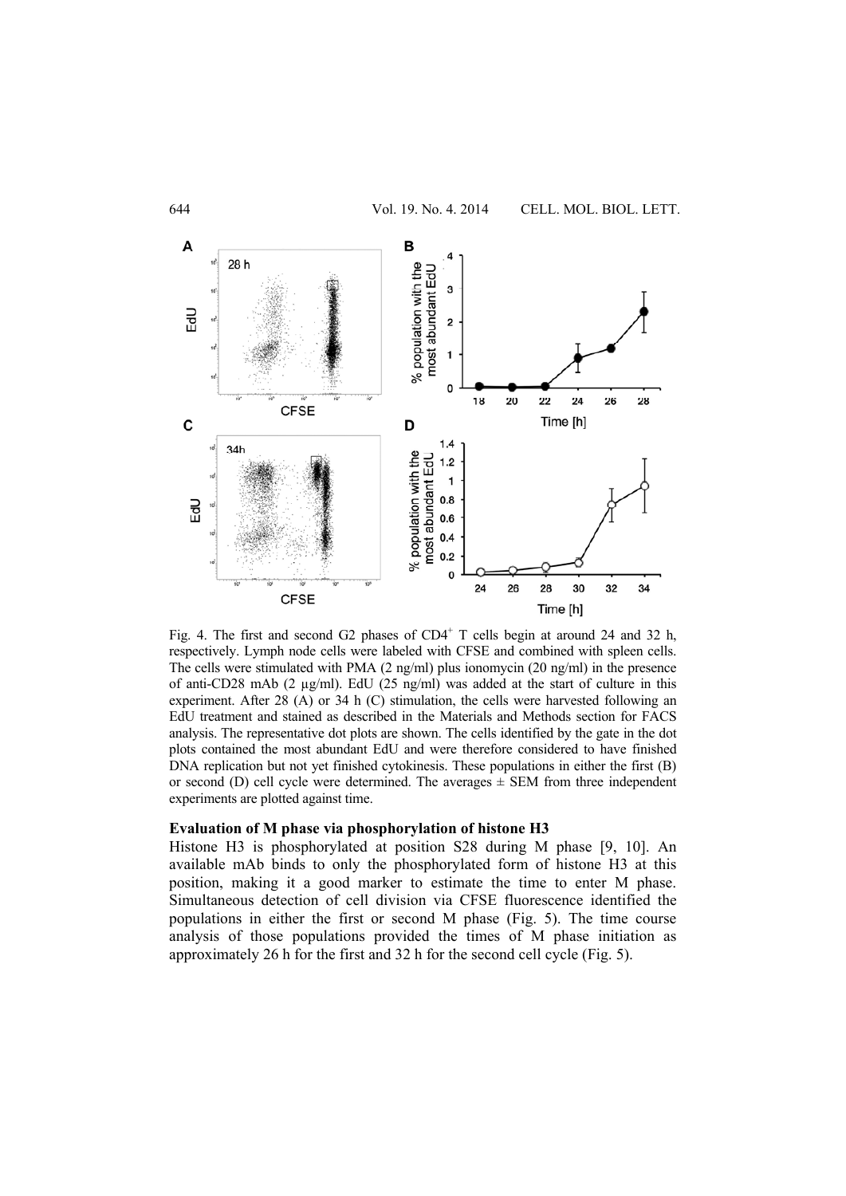Fig. 4. The first and second G2 phases of CD4$^+$ T cells begin at around 24 and 32 h, respectively. Lymph node cells were labeled with CFSE and combined with spleen cells. The cells were stimulated with PMA (2 ng/ml) plus ionomycin (20 ng/ml) in the presence of anti-CD28 mAb (2 μg/ml). EdU (25 ng/ml) was added at the start of culture in this experiment. After 28 (A) or 34 h (C) stimulation, the cells were harvested following an EdU treatment and stained as described in the Materials and Methods section for FACS analysis. The representative dot plots are shown. The cells identified by the gate in the dot plots contained the most abundant EdU and were therefore considered to have finished DNA replication but not yet finished cytokinesis. These populations in either the first (B) or second (D) cell cycle were determined. The averages ± SEM from three independent experiments are plotted against time.

**Evaluation of M phase via phosphorylation of histone H3**

Histone H3 is phosphorylated at position S28 during M phase [9, 10]. An available mAb binds to only the phosphorylated form of histone H3 at this position, making it a good marker to estimate the time to enter M phase. Simultaneous detection of cell division via CFSE fluorescence identified the populations in either the first or second M phase (Fig. 5). The time course analysis of those populations provided the times of M phase initiation as approximately 26 h for the first and 32 h for the second cell cycle (Fig. 5).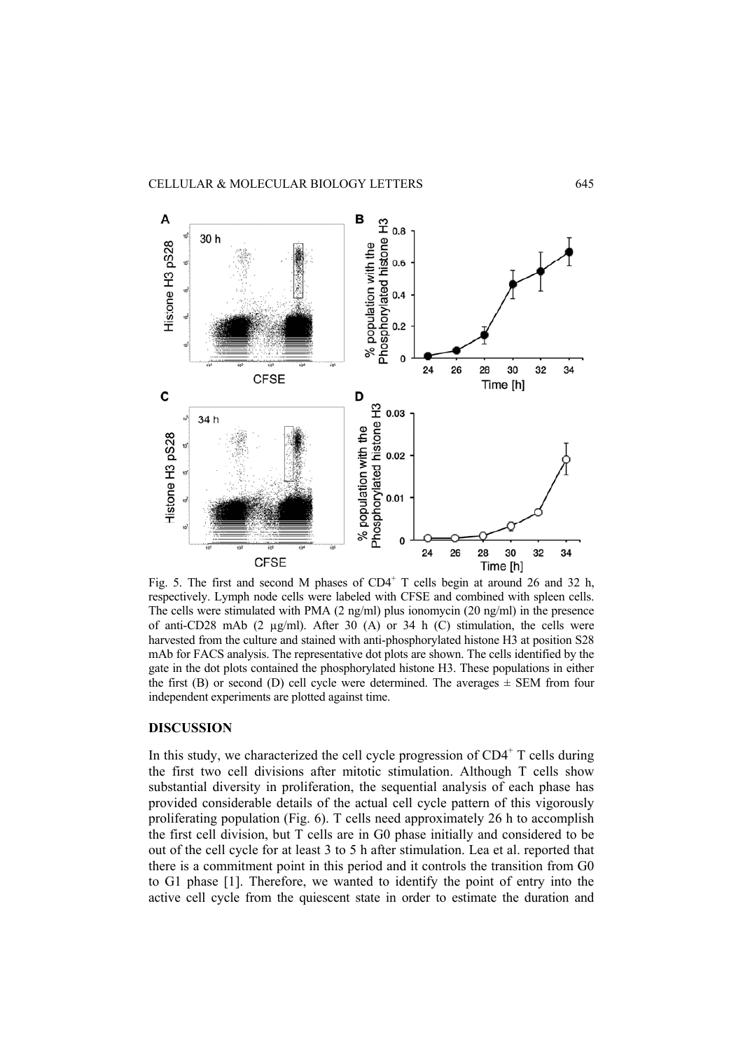Fig. 5. The first and second M phases of $CD4^+$ T cells begin at around 26 and 32 h, respectively. Lymph node cells were labeled with CFSE and combined with spleen cells. The cells were stimulated with PMA (2 ng/ml) plus ionomycin (20 ng/ml) in the presence of anti-CD28 mAb (2 µg/ml). After 30 (A) or 34 h (C) stimulation, the cells were harvested from the culture and stained with anti-phosphorylated histone H3 at position S28 mAb for FACS analysis. The representative dot plots are shown. The cells identified by the gate in the dot plots contained the phosphorylated histone H3. These populations in either the first (B) or second (D) cell cycle were determined. The averages ± SEM from four independent experiments are plotted against time.

## DISCUSSION

In this study, we characterized the cell cycle progression of $CD4^+$ T cells during the first two cell divisions after mitotic stimulation. Although T cells show substantial diversity in proliferation, the sequential analysis of each phase has provided considerable details of the actual cell cycle pattern of this vigorously proliferating population (Fig. 6). T cells need approximately 26 h to accomplish the first cell division, but T cells are in G0 phase initially and considered to be out of the cell cycle for at least 3 to 5 h after stimulation. Lea et al. reported that there is a commitment point in this period and it controls the transition from G0 to G1 phase [1]. Therefore, we wanted to identify the point of entry into the active cell cycle from the quiescent state in order to estimate the duration and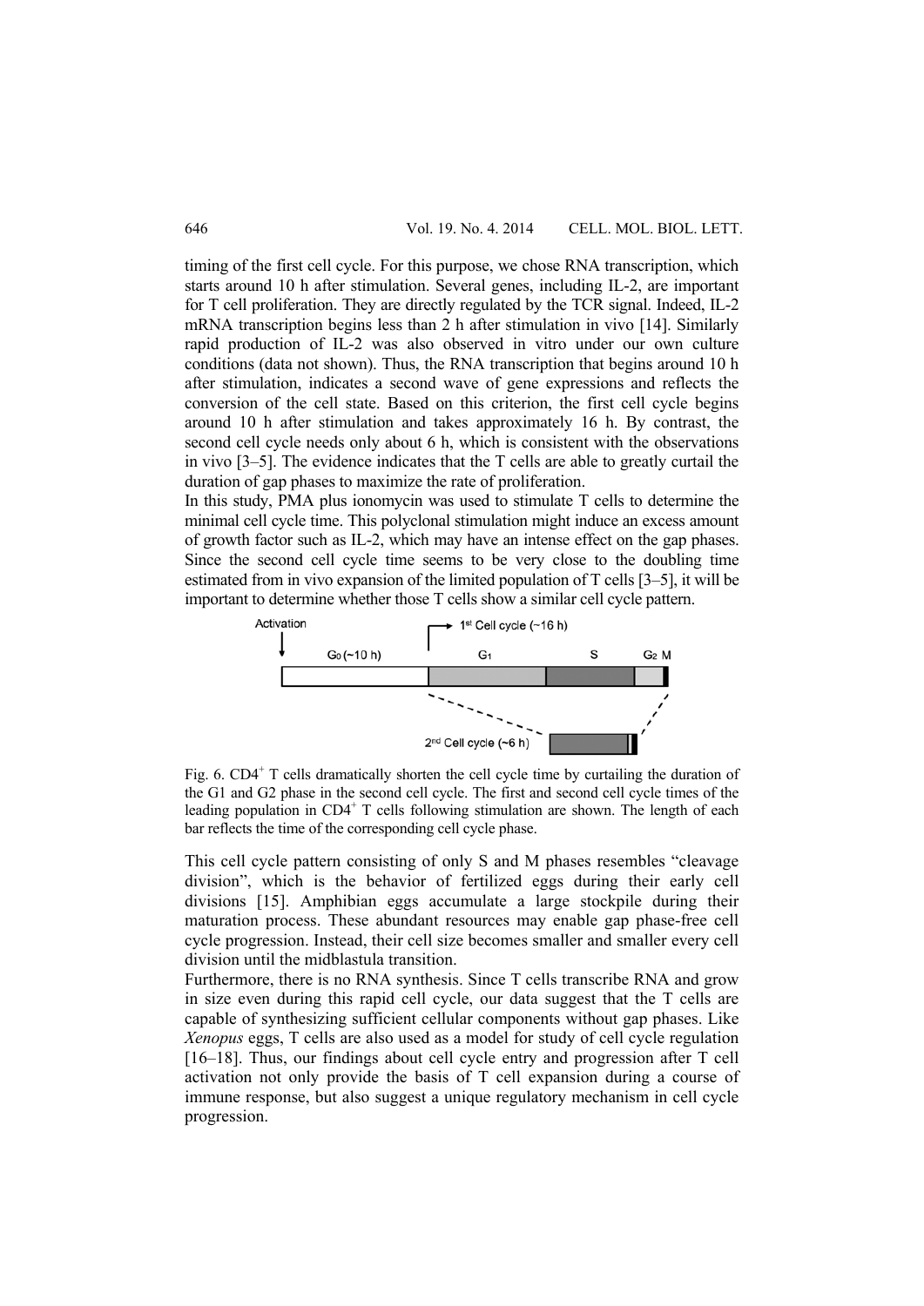timing of the first cell cycle. For this purpose, we chose RNA transcription, which starts around 10 h after stimulation. Several genes, including IL-2, are important for T cell proliferation. They are directly regulated by the TCR signal. Indeed, IL-2 mRNA transcription begins less than 2 h after stimulation in vivo [14]. Similarly rapid production of IL-2 was also observed in vitro under our own culture conditions (data not shown). Thus, the RNA transcription that begins around 10 h after stimulation, indicates a second wave of gene expressions and reflects the conversion of the cell state. Based on this criterion, the first cell cycle begins around 10 h after stimulation and takes approximately 16 h. By contrast, the second cell cycle needs only about 6 h, which is consistent with the observations in vivo [3–5]. The evidence indicates that the T cells are able to greatly curtail the duration of gap phases to maximize the rate of proliferation.

In this study, PMA plus ionomycin was used to stimulate T cells to determine the minimal cell cycle time. This polyclonal stimulation might induce an excess amount of growth factor such as IL-2, which may have an intense effect on the gap phases. Since the second cell cycle time seems to be very close to the doubling time estimated from in vivo expansion of the limited population of T cells [3–5], it will be important to determine whether those T cells show a similar cell cycle pattern.

Fig. 6. $CD4^+$ T cells dramatically shorten the cell cycle time by curtailing the duration of the G1 and G2 phase in the second cell cycle. The first and second cell cycle times of the leading population in $CD4^+$ T cells following stimulation are shown. The length of each bar reflects the time of the corresponding cell cycle phase.

This cell cycle pattern consisting of only S and M phases resembles "cleavage division", which is the behavior of fertilized eggs during their early cell divisions [15]. Amphibian eggs accumulate a large stockpile during their maturation process. These abundant resources may enable gap phase-free cell cycle progression. Instead, their cell size becomes smaller and smaller every cell division until the midblastula transition.

Furthermore, there is no RNA synthesis. Since T cells transcribe RNA and grow in size even during this rapid cell cycle, our data suggest that the T cells are capable of synthesizing sufficient cellular components without gap phases. Like *Xenopus* eggs, T cells are also used as a model for study of cell cycle regulation [16–18]. Thus, our findings about cell cycle entry and progression after T cell activation not only provide the basis of T cell expansion during a course of immune response, but also suggest a unique regulatory mechanism in cell cycle progression.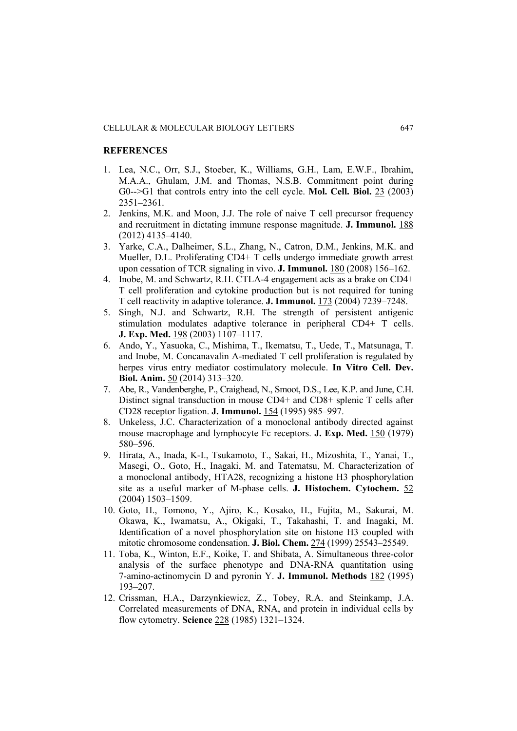## REFERENCES

1. Lea, N.C., Orr, S.J., Stoeber, K., Williams, G.H., Lam, E.W.F., Ibrahim, M.A.A., Ghulam, J.M. and Thomas, N.S.B. Commitment point during G0-->G1 that controls entry into the cell cycle. **Mol. Cell. Biol.** 23 (2003) 2351–2361.
2. Jenkins, M.K. and Moon, J.J. The role of naive T cell precursor frequency and recruitment in dictating immune response magnitude. **J. Immunol.** 188 (2012) 4135–4140.
3. Yarke, C.A., Dalheimer, S.L., Zhang, N., Catron, D.M., Jenkins, M.K. and Mueller, D.L. Proliferating CD4+ T cells undergo immediate growth arrest upon cessation of TCR signaling in vivo. **J. Immunol.** 180 (2008) 156–162.
4. Inobe, M. and Schwartz, R.H. CTLA-4 engagement acts as a brake on CD4+ T cell proliferation and cytokine production but is not required for tuning T cell reactivity in adaptive tolerance. **J. Immunol.** 173 (2004) 7239–7248.
5. Singh, N.J. and Schwartz, R.H. The strength of persistent antigenic stimulation modulates adaptive tolerance in peripheral CD4+ T cells. **J. Exp. Med.** 198 (2003) 1107–1117.
6. Ando, Y., Yasuoka, C., Mishima, T., Ikematsu, T., Uede, T., Matsunaga, T. and Inobe, M. Concanavalin A-mediated T cell proliferation is regulated by herpes virus entry mediator costimulatory molecule. **In Vitro Cell. Dev. Biol. Anim.** 50 (2014) 313–320.
7. Abe, R., Vandenberghe, P., Craighead, N., Smoot, D.S., Lee, K.P. and June, C.H. Distinct signal transduction in mouse CD4+ and CD8+ splenic T cells after CD28 receptor ligation. **J. Immunol.** 154 (1995) 985–997.
8. Unkeless, J.C. Characterization of a monoclonal antibody directed against mouse macrophage and lymphocyte Fc receptors. **J. Exp. Med.** 150 (1979) 580–596.
9. Hirata, A., Inada, K-I., Tsukamoto, T., Sakai, H., Mizoshita, T., Yanai, T., Masegi, O., Goto, H., Inagaki, M. and Tatematsu, M. Characterization of a monoclonal antibody, HTA28, recognizing a histone H3 phosphorylation site as a useful marker of M-phase cells. **J. Histochem. Cytochem.** 52 (2004) 1503–1509.
10. Goto, H., Tomono, Y., Ajiro, K., Kosako, H., Fujita, M., Sakurai, M. Okawa, K., Iwamatsu, A., Okigaki, T., Takahashi, T. and Inagaki, M. Identification of a novel phosphorylation site on histone H3 coupled with mitotic chromosome condensation. **J. Biol. Chem.** 274 (1999) 25543–25549.
11. Toba, K., Winton, E.F., Koike, T. and Shibata, A. Simultaneous three-color analysis of the surface phenotype and DNA-RNA quantitation using 7-amino-actinomycin D and pyronin Y. **J. Immunol. Methods** 182 (1995) 193–207.
12. Crissman, H.A., Darzynkiewicz, Z., Tobey, R.A. and Steinkamp, J.A. Correlated measurements of DNA, RNA, and protein in individual cells by flow cytometry. **Science** 228 (1985) 1321–1324.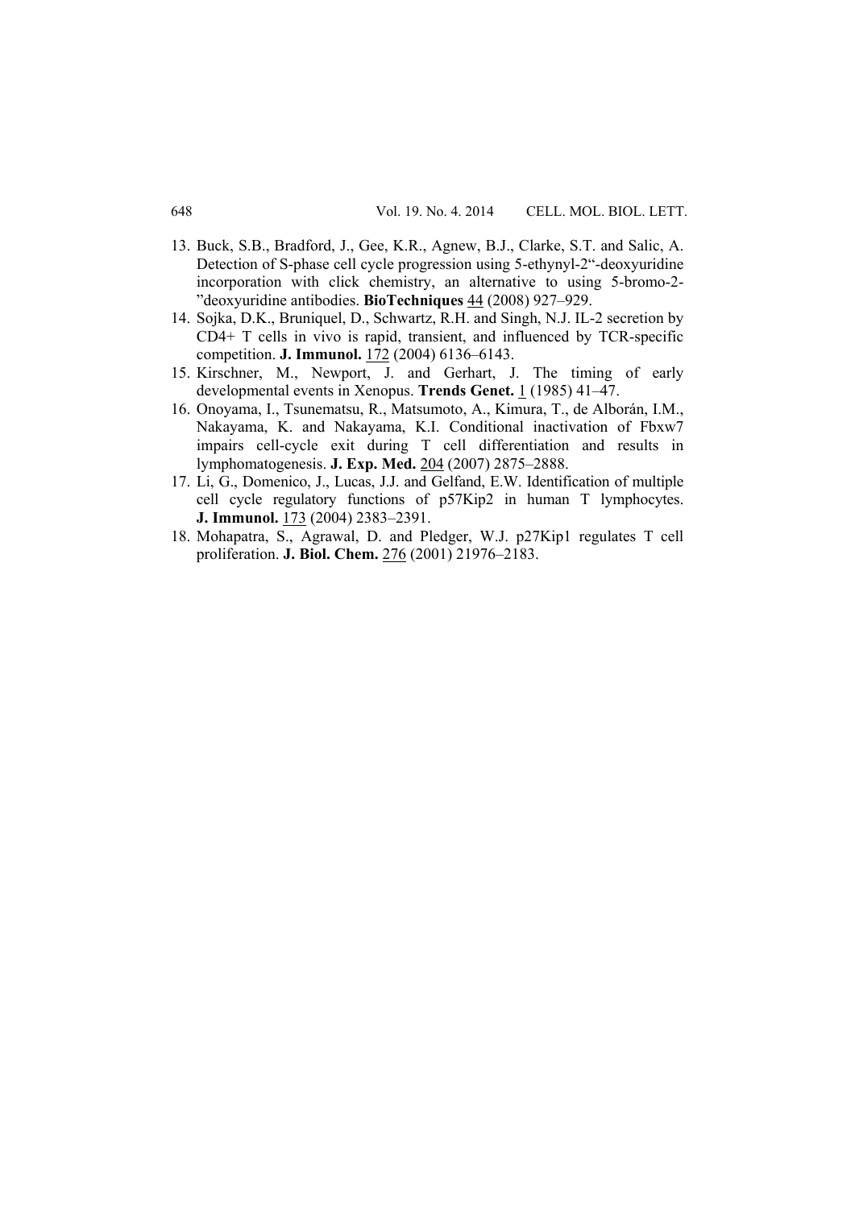13. Buck, S.B., Bradford, J., Gee, K.R., Agnew, B.J., Clarke, S.T. and Salic, A. Detection of S-phase cell cycle progression using 5-ethynyl-2“-deoxyuridine incorporation with click chemistry, an alternative to using 5-bromo-2-”deoxyuridine antibodies. **BioTechniques** 44 (2008) 927–929.
14. Sojka, D.K., Bruniquel, D., Schwartz, R.H. and Singh, N.J. IL-2 secretion by CD4+ T cells in vivo is rapid, transient, and influenced by TCR-specific competition. **J. Immunol.** 172 (2004) 6136–6143.
15. Kirschner, M., Newport, J. and Gerhart, J. The timing of early developmental events in Xenopus. **Trends Genet.** 1 (1985) 41–47.
16. Onoyama, I., Tsunematsu, R., Matsumoto, A., Kimura, T., de Alborán, I.M., Nakayama, K. and Nakayama, K.I. Conditional inactivation of Fbxw7 impairs cell-cycle exit during T cell differentiation and results in lymphomatogenesis. **J. Exp. Med.** 204 (2007) 2875–2888.
17. Li, G., Domenico, J., Lucas, J.J. and Gelfand, E.W. Identification of multiple cell cycle regulatory functions of p57Kip2 in human T lymphocytes. **J. Immunol.** 173 (2004) 2383–2391.
18. Mohapatra, S., Agrawal, D. and Pledger, W.J. p27Kip1 regulates T cell proliferation. **J. Biol. Chem.** 276 (2001) 21976–2183.